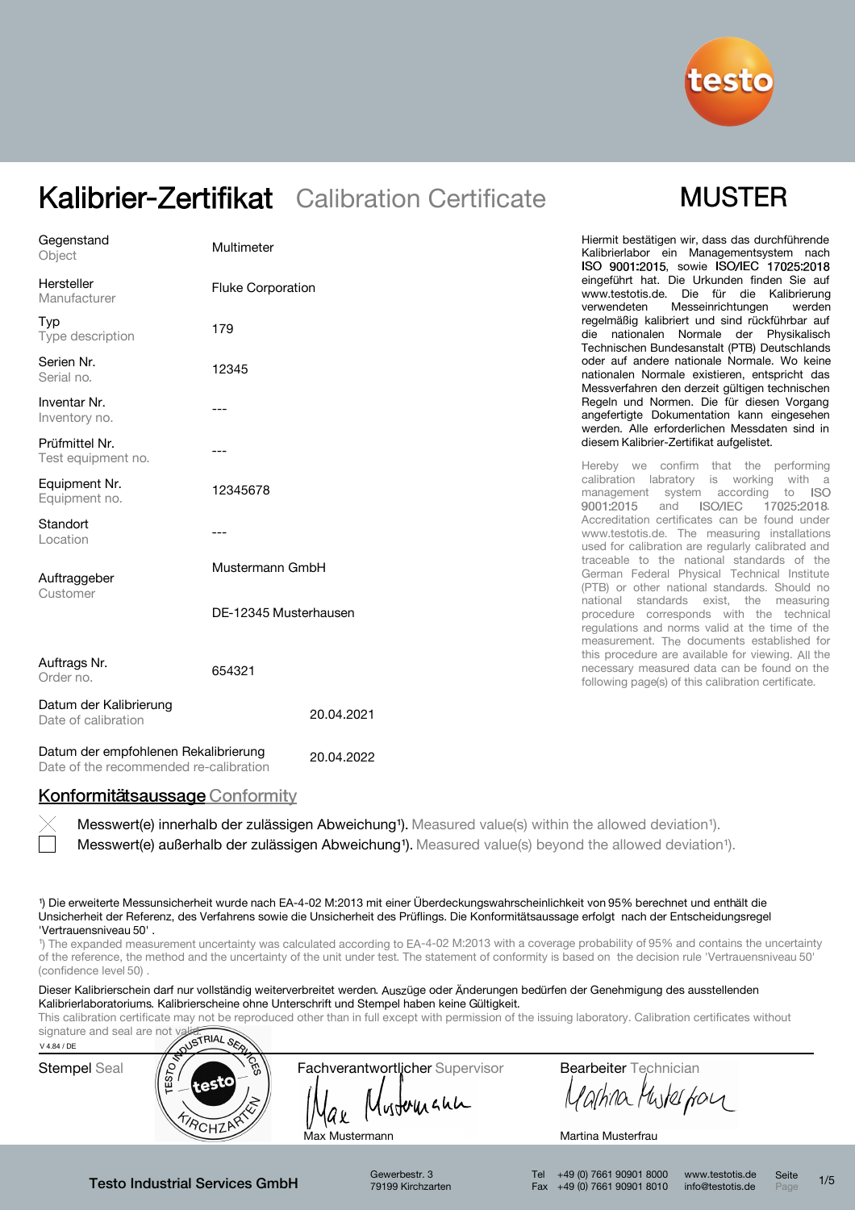# Kalibrier-Zertifikat Calibration Certificate

**MUSTER**

| | |
|---|---|
| Gegenstand / Object | Multimeter |
| Hersteller / Manufacturer | Fluke Corporation |
| Typ / Type description | 179 |
| Serien Nr. / Serial no. | 12345 |
| Inventar Nr. / Inventory no. | --- |
| Prüfmittel Nr. / Test equipment no. | --- |
| Equipment Nr. / Equipment no. | 12345678 |
| Standort / Location | --- |
| Auftraggeber / Customer | Mustermann GmbH<br>DE-12345 Musterhausen |
| Auftrags Nr. / Order no. | 654321 |
| Datum der Kalibrierung / Date of calibration | 20.04.2021 |
| Datum der empfohlenen Rekalibrierung / Date of the recommended re-calibration | 20.04.2022 |

Hiermit bestätigen wir, dass das durchführende Kalibrierlabor ein Managementsystem nach ISO 9001:2015, sowie ISO/IEC 17025:2018 eingeführt hat. Die Urkunden finden Sie auf www.testotis.de. Die für die Kalibrierung verwendeten Messeinrichtungen werden regelmäßig kalibriert und sind rückführbar auf die nationalen Normale der Physikalisch Technischen Bundesanstalt (PTB) Deutschlands oder auf andere nationale Normale. Wo keine nationalen Normale existieren, entspricht das Messverfahren den derzeit gültigen technischen Regeln und Normen. Die für diesen Vorgang angefertigte Dokumentation kann eingesehen werden. Alle erforderlichen Messdaten sind in diesem Kalibrier-Zertifikat aufgelistet.

Hereby we confirm that the performing calibration laboratory is working with a management system according to ISO 9001:2015 and ISO/IEC 17025:2018. Accreditation certificates can be found under www.testotis.de. The measuring installations used for calibration are regularly calibrated and traceable to the national standards of the German Federal Physical Technical Institute (PTB) or other national standards. Should no national standards exist, the measuring procedure corresponds with the technical regulations and norms valid at the time of the measurement. The documents established for this procedure are available for viewing. All the necessary measured data can be found on the following page(s) of this calibration certificate.

## Konformitätsaussage Conformity

- [x] Messwert(e) innerhalb der zulässigen Abweichung[1]). Measured value(s) within the allowed deviation[1]).
- [ ] Messwert(e) außerhalb der zulässigen Abweichung[1]). Measured value(s) beyond the allowed deviation[1]).

[1]) Die erweiterte Messunsicherheit wurde nach EA-4-02 M:2013 mit einer Überdeckungswahrscheinlichkeit von 95% berechnet und enthält die Unsicherheit der Referenz, des Verfahrens sowie die Unsicherheit des Prüflings. Die Konformitätsaussage erfolgt nach der Entscheidungsregel 'Vertrauensniveau 50' .

[1]) The expanded measurement uncertainty was calculated according to EA-4-02 M:2013 with a coverage probability of 95% and contains the uncertainty of the reference, the method and the uncertainty of the unit under test. The statement of conformity is based on the decision rule 'Vertrauensniveau 50' (confidence level 50) .

Dieser Kalibrierschein darf nur vollständig weiterverbreitet werden. Auszüge oder Änderungen bedürfen der Genehmigung des ausstellenden Kalibrierlaboratoriums. Kalibrierscheine ohne Unterschrift und Stempel haben keine Gültigkeit.

This calibration certificate may not be reproduced other than in full except with permission of the issuing laboratory. Calibration certificates without signature and seal are not valid.

V 4.84 / DE

| Stempel Seal | Fachverantwortlicher Supervisor | Bearbeiter Technician |
|---|---|---|
| TESTO INDUSTRIAL SERVICES testo KIRCHZARTEN | Max Mustermann | Martina Musterfrau |

Testo Industrial Services GmbH · Gewerbestr. 3, 79199 Kirchzarten · Tel +49 (0) 7661 90901 8000 · Fax +49 (0) 7661 90901 8010 · www.testotis.de · info@testotis.de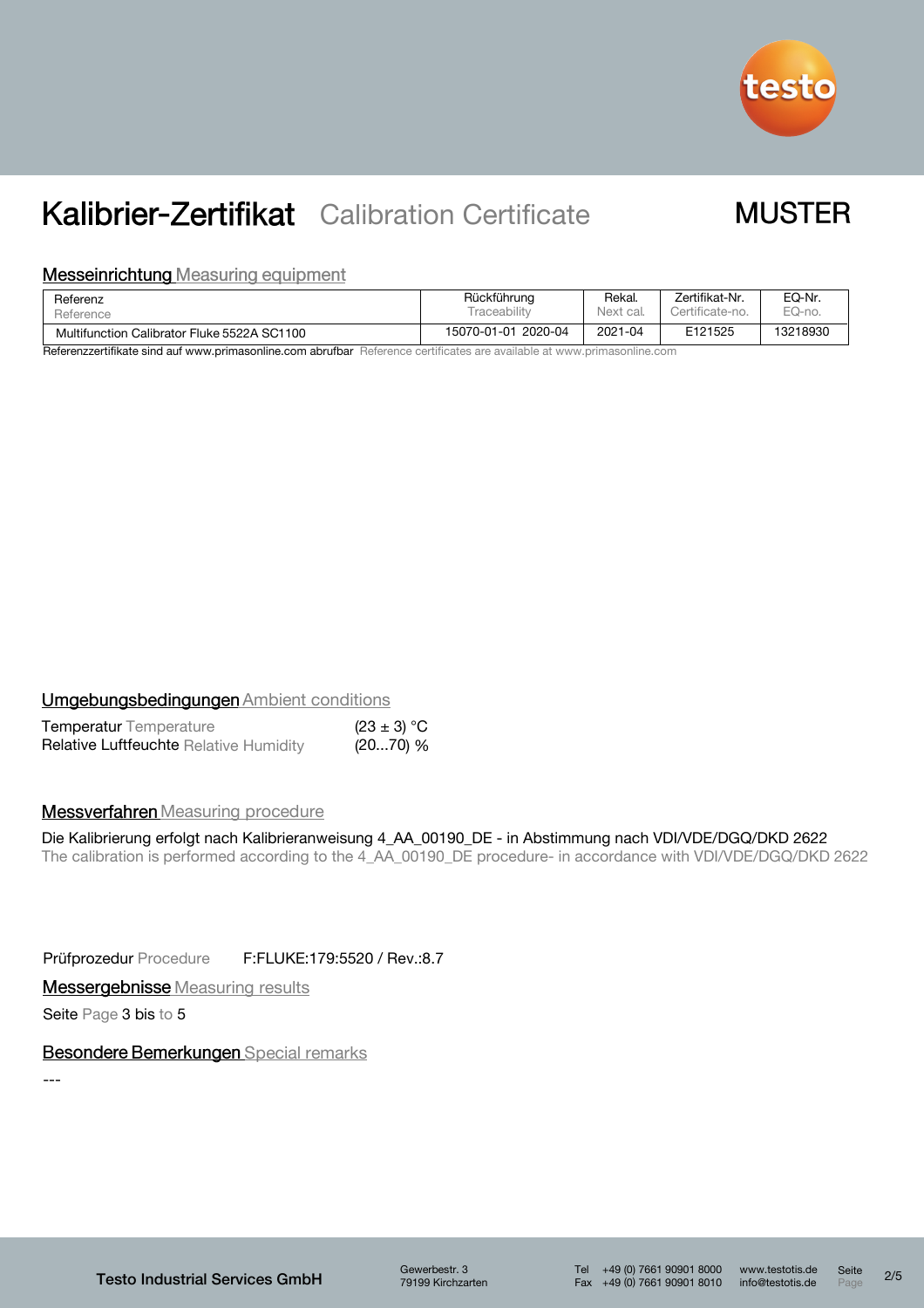# Kalibrier-Zertifikat Calibration Certificate

MUSTER

## Messeinrichtung Measuring equipment

| Referenz Reference | Rückführung Traceability | Rekal. Next cal. | Zertifikat-Nr. Certificate-no. | EQ-Nr. EQ-no. |
|---|---|---|---|---|
| Multifunction Calibrator Fluke 5522A SC1100 | 15070-01-01 2020-04 | 2021-04 | E121525 | 13218930 |

Referenzzertifikate sind auf www.primasonline.com abrufbar Reference certificates are available at www.primasonline.com

## Umgebungsbedingungen Ambient conditions

| | |
|---|---|
| Temperatur Temperature | (23 ± 3) °C |
| Relative Luftfeuchte Relative Humidity | (20...70) % |

## Messverfahren Measuring procedure

Die Kalibrierung erfolgt nach Kalibrieranweisung 4_AA_00190_DE - in Abstimmung nach VDI/VDE/DGQ/DKD 2622
The calibration is performed according to the 4_AA_00190_DE procedure- in accordance with VDI/VDE/DGQ/DKD 2622

Prüfprozedur Procedure F:FLUKE:179:5520 / Rev.:8.7

## Messergebnisse Measuring results

Seite Page 3 bis to 5

## Besondere Bemerkungen Special remarks

---

Testo Industrial Services GmbH
Gewerbestr. 3
79199 Kirchzarten
Tel +49 (0) 7661 90901 8000
Fax +49 (0) 7661 90901 8010
www.testotis.de
info@testotis.de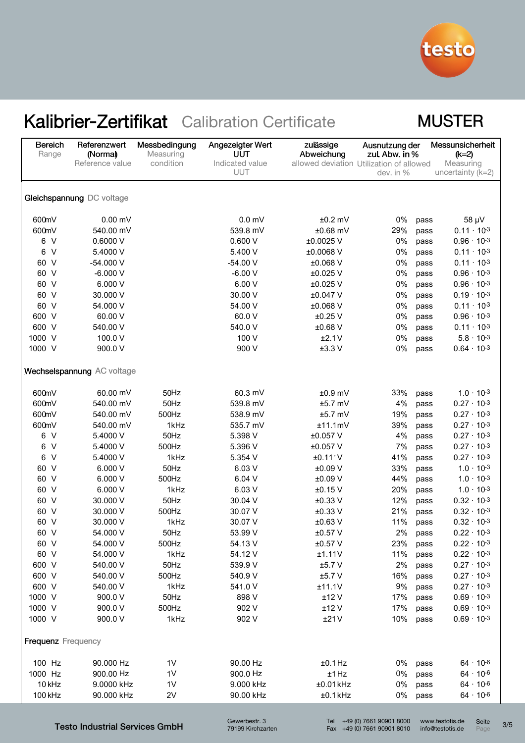# Kalibrier-Zertifikat Calibration Certificate

**MUSTER**

| Bereich Range | Referenzwert (Normal) Reference value | Messbedingung Measuring condition | Angezeigter Wert UUT Indicated value UUT | zulässige Abweichung allowed deviation | Ausnutzung der zul. Abw. in % Utilization of allowed dev. in % | | Messunsicherheit (k=2) Measuring uncertainty (k=2) |
|---|---|---|---|---|---|---|---|
| **Gleichspannung** DC voltage | | | | | | | |
| 600mV | 0.00 mV | | 0.0 mV | ±0.2 mV | 0% | pass | 58 µV |
| 600mV | 540.00 mV | | 539.8 mV | ±0.68 mV | 29% | pass | $0.11 \cdot 10^{-3}$ |
| 6 V | 0.6000 V | | 0.600 V | ±0.0025 V | 0% | pass | $0.96 \cdot 10^{-3}$ |
| 6 V | 5.4000 V | | 5.400 V | ±0.0068 V | 0% | pass | $0.11 \cdot 10^{-3}$ |
| 60 V | -54.000 V | | -54.00 V | ±0.068 V | 0% | pass | $0.11 \cdot 10^{-3}$ |
| 60 V | -6.000 V | | -6.00 V | ±0.025 V | 0% | pass | $0.96 \cdot 10^{-3}$ |
| 60 V | 6.000 V | | 6.00 V | ±0.025 V | 0% | pass | $0.96 \cdot 10^{-3}$ |
| 60 V | 30.000 V | | 30.00 V | ±0.047 V | 0% | pass | $0.19 \cdot 10^{-3}$ |
| 60 V | 54.000 V | | 54.00 V | ±0.068 V | 0% | pass | $0.11 \cdot 10^{-3}$ |
| 600 V | 60.00 V | | 60.0 V | ±0.25 V | 0% | pass | $0.96 \cdot 10^{-3}$ |
| 600 V | 540.00 V | | 540.0 V | ±0.68 V | 0% | pass | $0.11 \cdot 10^{-3}$ |
| 1000 V | 100.0 V | | 100 V | ±2.1 V | 0% | pass | $5.8 \cdot 10^{-3}$ |
| 1000 V | 900.0 V | | 900 V | ±3.3 V | 0% | pass | $0.64 \cdot 10^{-3}$ |
| **Wechselspannung** AC voltage | | | | | | | |
| 600mV | 60.00 mV | 50Hz | 60.3 mV | ±0.9 mV | 33% | pass | $1.0 \cdot 10^{-3}$ |
| 600mV | 540.00 mV | 50Hz | 539.8 mV | ±5.7 mV | 4% | pass | $0.27 \cdot 10^{-3}$ |
| 600mV | 540.00 mV | 500Hz | 538.9 mV | ±5.7 mV | 19% | pass | $0.27 \cdot 10^{-3}$ |
| 600mV | 540.00 mV | 1kHz | 535.7 mV | ±11.1mV | 39% | pass | $0.27 \cdot 10^{-3}$ |
| 6 V | 5.4000 V | 50Hz | 5.398 V | ±0.057 V | 4% | pass | $0.27 \cdot 10^{-3}$ |
| 6 V | 5.4000 V | 500Hz | 5.396 V | ±0.057 V | 7% | pass | $0.27 \cdot 10^{-3}$ |
| 6 V | 5.4000 V | 1kHz | 5.354 V | ±0.11´V | 41% | pass | $0.27 \cdot 10^{-3}$ |
| 60 V | 6.000 V | 50Hz | 6.03 V | ±0.09 V | 33% | pass | $1.0 \cdot 10^{-3}$ |
| 60 V | 6.000 V | 500Hz | 6.04 V | ±0.09 V | 44% | pass | $1.0 \cdot 10^{-3}$ |
| 60 V | 6.000 V | 1kHz | 6.03 V | ±0.15 V | 20% | pass | $1.0 \cdot 10^{-3}$ |
| 60 V | 30.000 V | 50Hz | 30.04 V | ±0.33 V | 12% | pass | $0.32 \cdot 10^{-3}$ |
| 60 V | 30.000 V | 500Hz | 30.07 V | ±0.33 V | 21% | pass | $0.32 \cdot 10^{-3}$ |
| 60 V | 30.000 V | 1kHz | 30.07 V | ±0.63 V | 11% | pass | $0.32 \cdot 10^{-3}$ |
| 60 V | 54.000 V | 50Hz | 53.99 V | ±0.57 V | 2% | pass | $0.22 \cdot 10^{-3}$ |
| 60 V | 54.000 V | 500Hz | 54.13 V | ±0.57 V | 23% | pass | $0.22 \cdot 10^{-3}$ |
| 60 V | 54.000 V | 1kHz | 54.12 V | ±1.11V | 11% | pass | $0.22 \cdot 10^{-3}$ |
| 600 V | 540.00 V | 50Hz | 539.9 V | ±5.7 V | 2% | pass | $0.27 \cdot 10^{-3}$ |
| 600 V | 540.00 V | 500Hz | 540.9 V | ±5.7 V | 16% | pass | $0.27 \cdot 10^{-3}$ |
| 600 V | 540.00 V | 1kHz | 541.0 V | ±11.1 V | 9% | pass | $0.27 \cdot 10^{-3}$ |
| 1000 V | 900.0 V | 50Hz | 898 V | ±12 V | 17% | pass | $0.69 \cdot 10^{-3}$ |
| 1000 V | 900.0 V | 500Hz | 902 V | ±12 V | 17% | pass | $0.69 \cdot 10^{-3}$ |
| 1000 V | 900.0 V | 1kHz | 902 V | ±21 V | 10% | pass | $0.69 \cdot 10^{-3}$ |
| **Frequenz** Frequency | | | | | | | |
| 100 Hz | 90.000 Hz | 1V | 90.00 Hz | ±0.1 Hz | 0% | pass | $64 \cdot 10^{-6}$ |
| 1000 Hz | 900.00 Hz | 1V | 900.0 Hz | ±1 Hz | 0% | pass | $64 \cdot 10^{-6}$ |
| 10 kHz | 9.0000 kHz | 1V | 9.000 kHz | ±0.01 kHz | 0% | pass | $64 \cdot 10^{-6}$ |
| 100 kHz | 90.000 kHz | 2V | 90.00 kHz | ±0.1 kHz | 0% | pass | $64 \cdot 10^{-6}$ |

Testo Industrial Services GmbH
Gewerbestr. 3
79199 Kirchzarten
Tel +49 (0) 7661 90901 8000
Fax +49 (0) 7661 90901 8010
www.testotis.de
info@testotis.de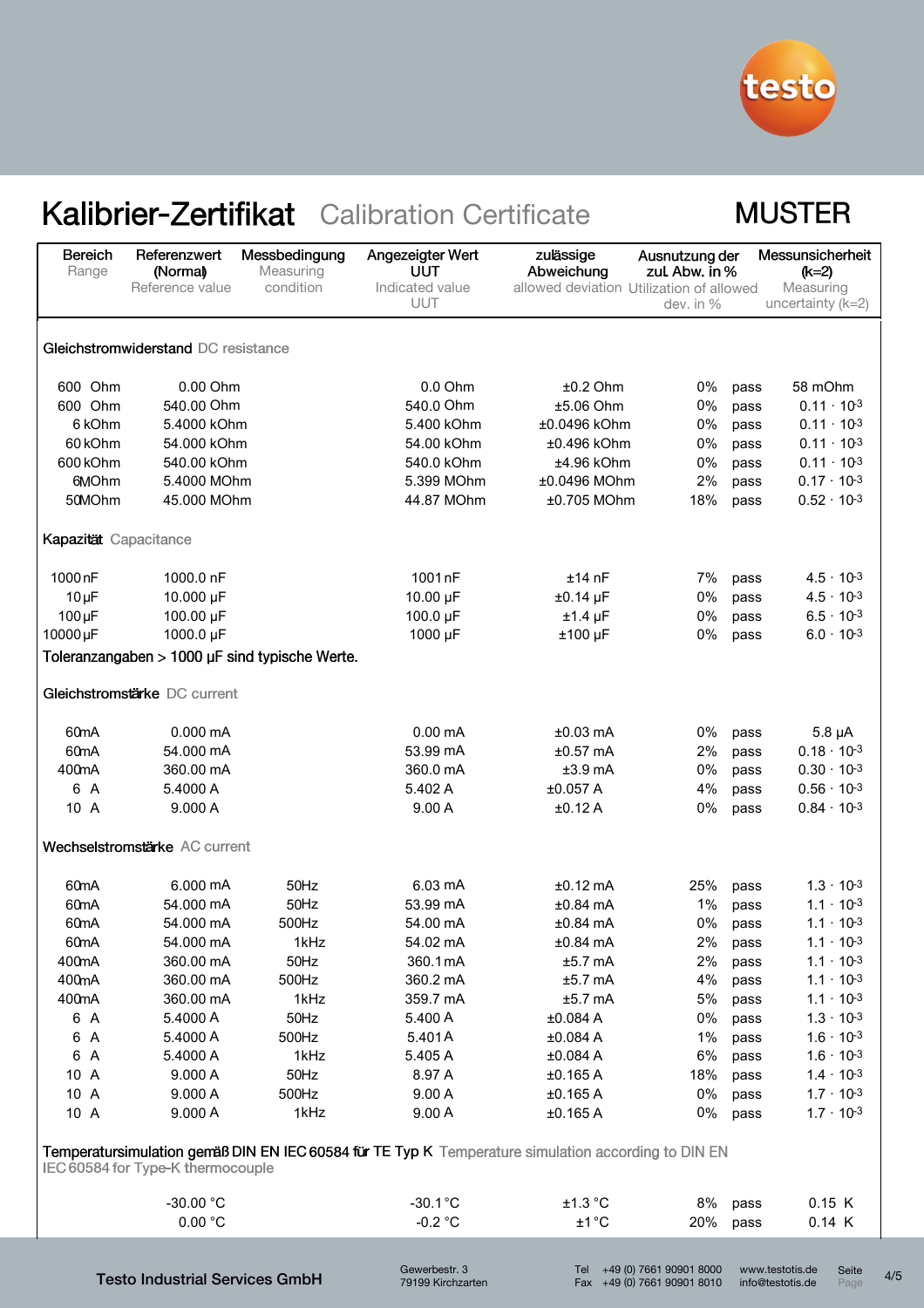# Kalibrier-Zertifikat Calibration Certificate

**MUSTER**

| Bereich<br>Range | Referenzwert (Normal)<br>Reference value | Messbedingung<br>Measuring condition | Angezeigter Wert UUT<br>Indicated value UUT | zulässige Abweichung<br>allowed deviation | Ausnutzung der zul. Abw. in %<br>Utilization of allowed dev. in % | | Messunsicherheit (k=2)<br>Measuring uncertainty (k=2) |
|---|---|---|---|---|---|---|---|
| **Gleichstromwiderstand** DC resistance | | | | | | | |
| 600 Ohm | 0.00 Ohm | | 0.0 Ohm | ±0.2 Ohm | 0% | pass | 58 mOhm |
| 600 Ohm | 540.00 Ohm | | 540.0 Ohm | ±5.06 Ohm | 0% | pass | $0.11 \cdot 10^{-3}$ |
| 6 kOhm | 5.4000 kOhm | | 5.400 kOhm | ±0.0496 kOhm | 0% | pass | $0.11 \cdot 10^{-3}$ |
| 60 kOhm | 54.000 kOhm | | 54.00 kOhm | ±0.496 kOhm | 0% | pass | $0.11 \cdot 10^{-3}$ |
| 600 kOhm | 540.00 kOhm | | 540.0 kOhm | ±4.96 kOhm | 0% | pass | $0.11 \cdot 10^{-3}$ |
| 6 MOhm | 5.4000 MOhm | | 5.399 MOhm | ±0.0496 MOhm | 2% | pass | $0.17 \cdot 10^{-3}$ |
| 50 MOhm | 45.000 MOhm | | 44.87 MOhm | ±0.705 MOhm | 18% | pass | $0.52 \cdot 10^{-3}$ |
| **Kapazität** Capacitance | | | | | | | |
| 1000 nF | 1000.0 nF | | 1001 nF | ±14 nF | 7% | pass | $4.5 \cdot 10^{-3}$ |
| 10 µF | 10.000 µF | | 10.00 µF | ±0.14 µF | 0% | pass | $4.5 \cdot 10^{-3}$ |
| 100 µF | 100.00 µF | | 100.0 µF | ±1.4 µF | 0% | pass | $6.5 \cdot 10^{-3}$ |
| 10000 µF | 1000.0 µF | | 1000 µF | ±100 µF | 0% | pass | $6.0 \cdot 10^{-3}$ |
| Toleranzangaben > 1000 µF sind typische Werte. | | | | | | | |
| **Gleichstromstärke** DC current | | | | | | | |
| 60 mA | 0.000 mA | | 0.00 mA | ±0.03 mA | 0% | pass | 5.8 µA |
| 60 mA | 54.000 mA | | 53.99 mA | ±0.57 mA | 2% | pass | $0.18 \cdot 10^{-3}$ |
| 400 mA | 360.00 mA | | 360.0 mA | ±3.9 mA | 0% | pass | $0.30 \cdot 10^{-3}$ |
| 6 A | 5.4000 A | | 5.402 A | ±0.057 A | 4% | pass | $0.56 \cdot 10^{-3}$ |
| 10 A | 9.000 A | | 9.00 A | ±0.12 A | 0% | pass | $0.84 \cdot 10^{-3}$ |
| **Wechselstromstärke** AC current | | | | | | | |
| 60 mA | 6.000 mA | 50Hz | 6.03 mA | ±0.12 mA | 25% | pass | $1.3 \cdot 10^{-3}$ |
| 60 mA | 54.000 mA | 50Hz | 53.99 mA | ±0.84 mA | 1% | pass | $1.1 \cdot 10^{-3}$ |
| 60 mA | 54.000 mA | 500Hz | 54.00 mA | ±0.84 mA | 0% | pass | $1.1 \cdot 10^{-3}$ |
| 60 mA | 54.000 mA | 1kHz | 54.02 mA | ±0.84 mA | 2% | pass | $1.1 \cdot 10^{-3}$ |
| 400 mA | 360.00 mA | 50Hz | 360.1 mA | ±5.7 mA | 2% | pass | $1.1 \cdot 10^{-3}$ |
| 400 mA | 360.00 mA | 500Hz | 360.2 mA | ±5.7 mA | 4% | pass | $1.1 \cdot 10^{-3}$ |
| 400 mA | 360.00 mA | 1kHz | 359.7 mA | ±5.7 mA | 5% | pass | $1.1 \cdot 10^{-3}$ |
| 6 A | 5.4000 A | 50Hz | 5.400 A | ±0.084 A | 0% | pass | $1.3 \cdot 10^{-3}$ |
| 6 A | 5.4000 A | 500Hz | 5.401 A | ±0.084 A | 1% | pass | $1.6 \cdot 10^{-3}$ |
| 6 A | 5.4000 A | 1kHz | 5.405 A | ±0.084 A | 6% | pass | $1.6 \cdot 10^{-3}$ |
| 10 A | 9.000 A | 50Hz | 8.97 A | ±0.165 A | 18% | pass | $1.4 \cdot 10^{-3}$ |
| 10 A | 9.000 A | 500Hz | 9.00 A | ±0.165 A | 0% | pass | $1.7 \cdot 10^{-3}$ |
| 10 A | 9.000 A | 1kHz | 9.00 A | ±0.165 A | 0% | pass | $1.7 \cdot 10^{-3}$ |
| **Temperatursimulation gemäß DIN EN IEC 60584 für TE Typ K** Temperature simulation according to DIN EN IEC 60584 for Type-K thermocouple | | | | | | | |
| | -30.00 °C | | -30.1 °C | ±1.3 °C | 8% | pass | 0.15 K |
| | 0.00 °C | | -0.2 °C | ±1 °C | 20% | pass | 0.14 K |

Testo Industrial Services GmbH — Gewerbestr. 3, 79199 Kirchzarten — Tel +49 (0) 7661 90901 8000, Fax +49 (0) 7661 90901 8010 — www.testotis.de, info@testotis.de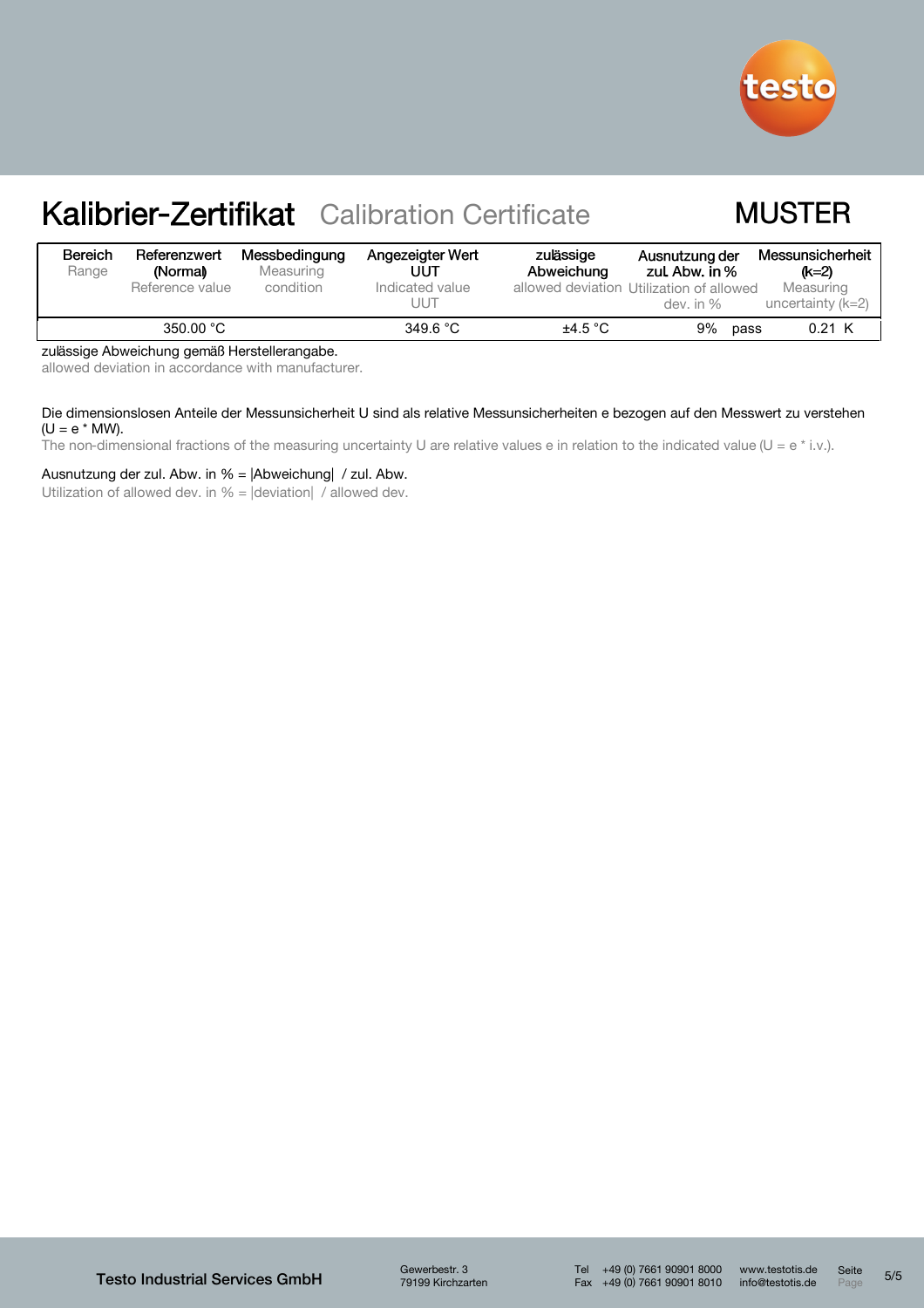# Kalibrier-Zertifikat Calibration Certificate

MUSTER

| Bereich<br>Range | Referenzwert (Normal)<br>Reference value | Messbedingung<br>Measuring condition | Angezeigter Wert UUT<br>Indicated value UUT | zulässige Abweichung<br>allowed deviation | Ausnutzung der zul. Abw. in %<br>Utilization of allowed dev. in % | Messunsicherheit (k=2)<br>Measuring uncertainty (k=2) |
|---|---|---|---|---|---|---|
| | 350.00 °C | | 349.6 °C | ±4.5 °C | 9% pass | 0.21 K |

zulässige Abweichung gemäß Herstellerangabe.
allowed deviation in accordance with manufacturer.

Die dimensionslosen Anteile der Messunsicherheit U sind als relative Messunsicherheiten e bezogen auf den Messwert zu verstehen (U = e * MW).
The non-dimensional fractions of the measuring uncertainty U are relative values e in relation to the indicated value (U = e * i.v.).

Ausnutzung der zul. Abw. in % = |Abweichung| / zul. Abw.
Utilization of allowed dev. in % = |deviation| / allowed dev.